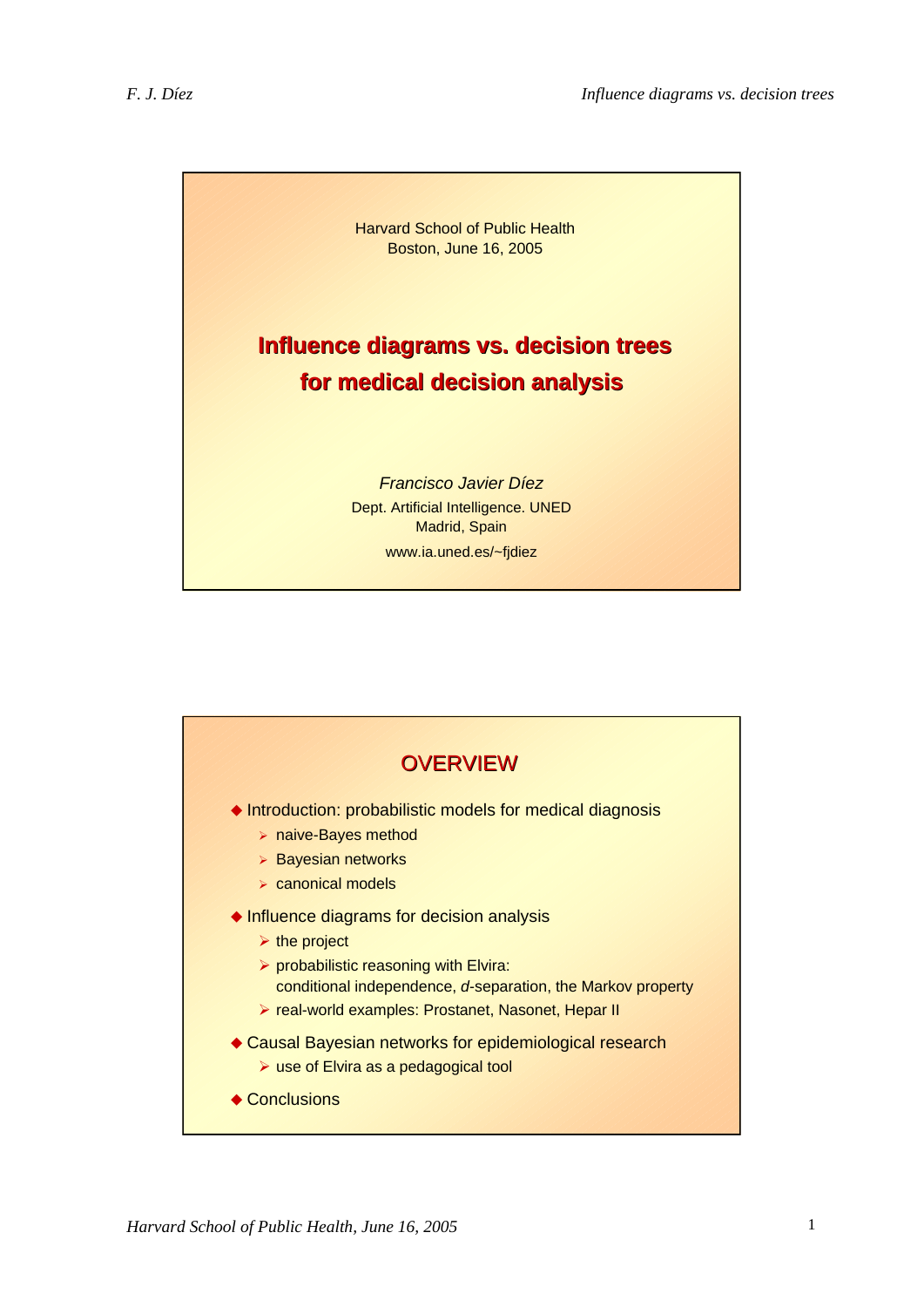Harvard School of Public Health
Boston, June 16, 2005

# Influence diagrams vs. decision trees for medical decision analysis

*Francisco Javier Díez*
Dept. Artificial Intelligence. UNED
Madrid, Spain
www.ia.uned.es/~fjdiez

## OVERVIEW

- Introduction: probabilistic models for medical diagnosis
  - naive-Bayes method
  - Bayesian networks
  - canonical models
- Influence diagrams for decision analysis
  - the project
  - probabilistic reasoning with Elvira:
    conditional independence, *d*-separation, the Markov property
  - real-world examples: Prostanet, Nasonet, Hepar II
- Causal Bayesian networks for epidemiological research
  - use of Elvira as a pedagogical tool
- Conclusions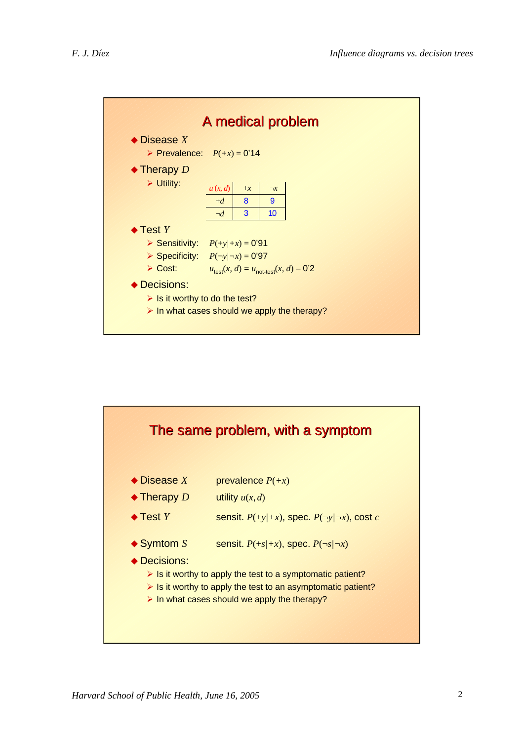## A medical problem

- **Disease $X$**
  - Prevalence: $P(+x)$ = 0'14
- **Therapy $D$**
  - Utility:

| $u(x, d)$ | $+x$ | $\neg x$ |
|---|---|---|
| $+d$ | 8 | 9 |
| $\neg d$ | 3 | 10 |

- **Test $Y$**
  - Sensitivity: $P(+y|+x)$ = 0'91
  - Specificity: $P(\neg y|\neg x)$ = 0'97
  - Cost: $u_{\text{test}}(x, d) = u_{\text{not-test}}(x, d)$ – 0'2
- **Decisions:**
  - Is it worthy to do the test?
  - In what cases should we apply the therapy?

## The same problem, with a symptom

- **Disease $X$** — prevalence $P(+x)$
- **Therapy $D$** — utility $u(x, d)$
- **Test $Y$** — sensit. $P(+y|+x)$, spec. $P(\neg y|\neg x)$, cost $c$
- **Symtom $S$** — sensit. $P(+s|+x)$, spec. $P(\neg s|\neg x)$
- **Decisions:**
  - Is it worthy to apply the test to a symptomatic patient?
  - Is it worthy to apply the test to an asymptomatic patient?
  - In what cases should we apply the therapy?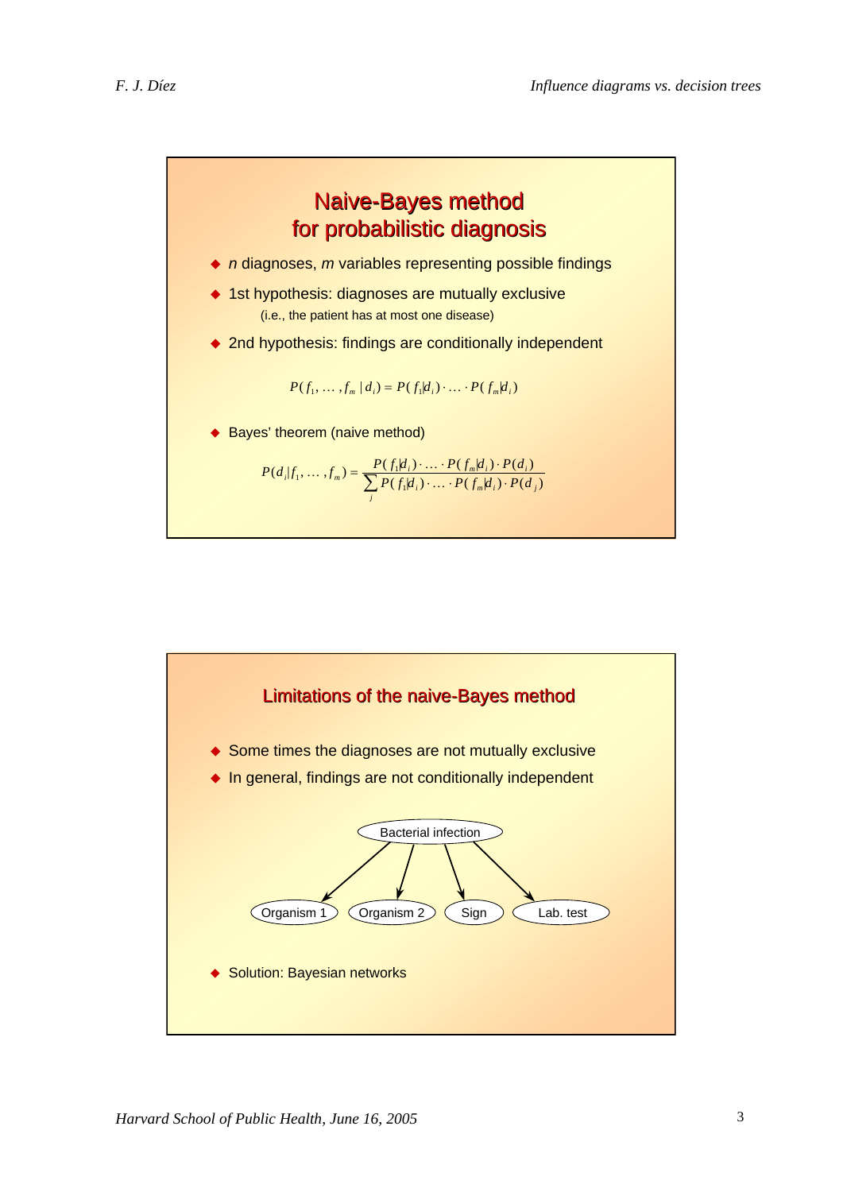## Naive-Bayes method for probabilistic diagnosis

- $n$ diagnoses, $m$ variables representing possible findings
- 1st hypothesis: diagnoses are mutually exclusive
  (i.e., the patient has at most one disease)
- 2nd hypothesis: findings are conditionally independent

$$P(f_1, \ldots, f_m \mid d_i) = P(f_1|d_i) \cdot \ldots \cdot P(f_m|d_i)$$

- Bayes' theorem (naive method)

$$P(d_i|f_1, \ldots, f_m) = \frac{P(f_1|d_i) \cdot \ldots \cdot P(f_m|d_i) \cdot P(d_i)}{\sum_j P(f_1|d_j) \cdot \ldots \cdot P(f_m|d_j) \cdot P(d_j)}$$

## Limitations of the naive-Bayes method

- Some times the diagnoses are not mutually exclusive
- In general, findings are not conditionally independent

Bacterial infection → Organism 1, Organism 2, Sign, Lab. test

- Solution: Bayesian networks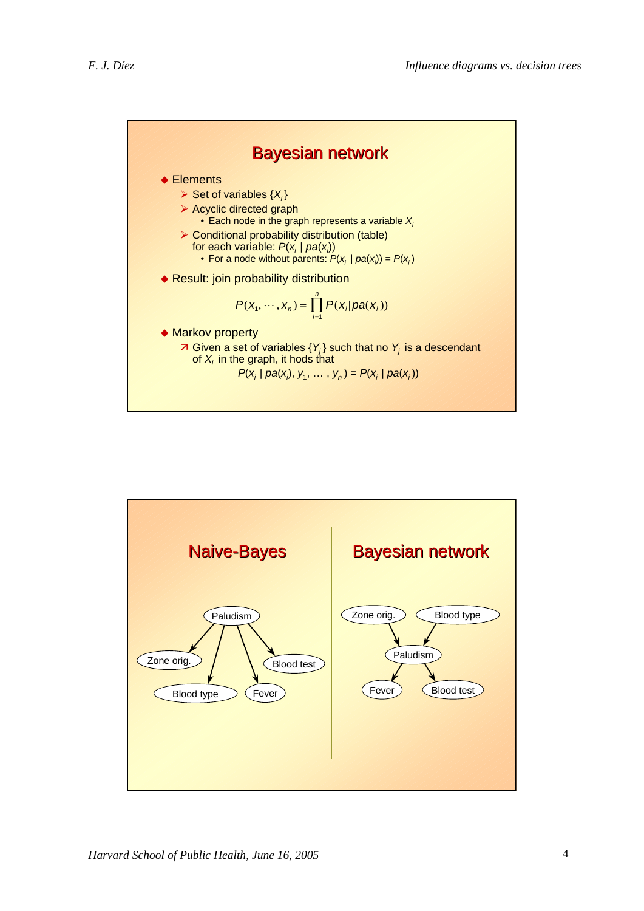## Bayesian network

- Elements
  - Set of variables $\{X_i\}$
  - Acyclic directed graph
    - Each node in the graph represents a variable $X_i$
  - Conditional probability distribution (table) for each variable: $P(x_i \mid pa(x_i))$
    - For a node without parents: $P(x_i \mid pa(x_i)) = P(x_i)$
- Result: join probability distribution

$$P(x_1, \cdots, x_n) = \prod_{i=1}^{n} P(x_i | pa(x_i))$$

- Markov property
  - Given a set of variables $\{Y_j\}$ such that no $Y_j$ is a descendant of $X_i$ in the graph, it hods that

$$P(x_i \mid pa(x_i), y_1, \ldots, y_n) = P(x_i \mid pa(x_i))$$

## Naive-Bayes

Paludism → Zone orig.
Paludism → Blood type
Paludism → Fever
Paludism → Blood test

## Bayesian network

Zone orig. → Paludism
Blood type → Paludism
Paludism → Fever
Paludism → Blood test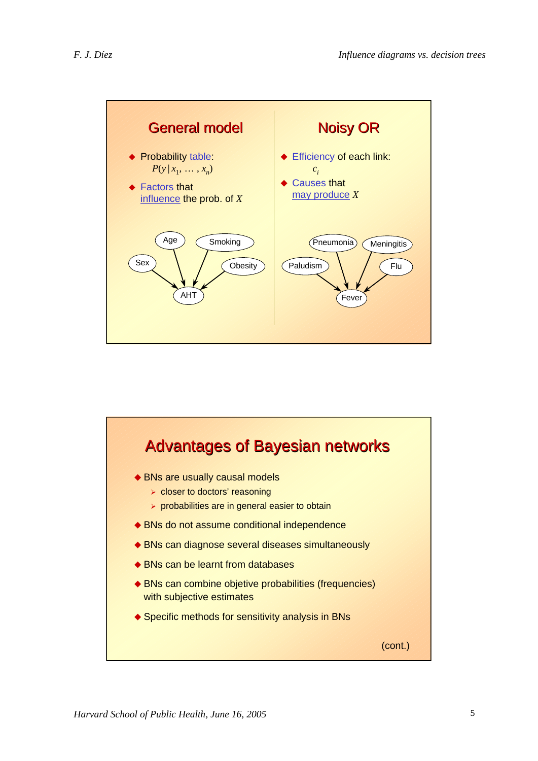## General model

- Probability table: $P(y \mid x_1, \ldots, x_n)$
- Factors that influence the prob. of $X$

Age, Smoking, Sex, Obesity → AHT

## Noisy OR

- Efficiency of each link: $c_i$
- Causes that may produce $X$

Pneumonia, Meningitis, Paludism, Flu → Fever

## Advantages of Bayesian networks

- BNs are usually causal models
  - closer to doctors' reasoning
  - probabilities are in general easier to obtain
- BNs do not assume conditional independence
- BNs can diagnose several diseases simultaneously
- BNs can be learnt from databases
- BNs can combine objetive probabilities (frequencies) with subjective estimates
- Specific methods for sensitivity analysis in BNs

(cont.)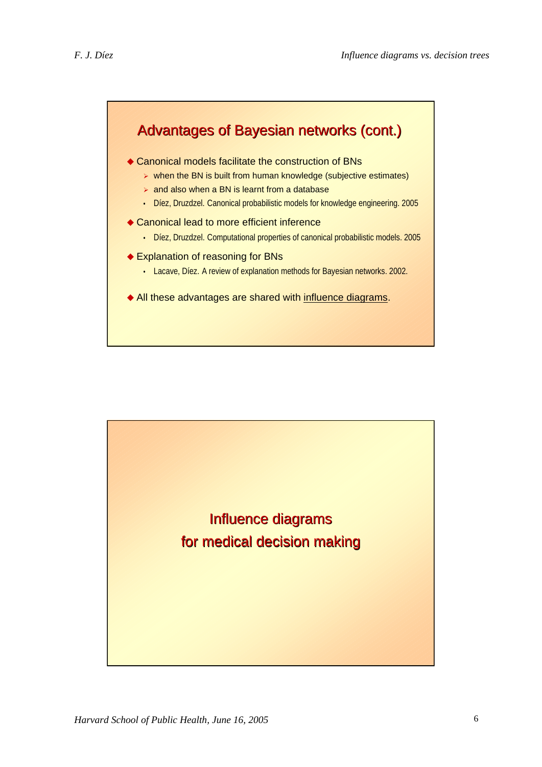## Advantages of Bayesian networks (cont.)

- Canonical models facilitate the construction of BNs
  - when the BN is built from human knowledge (subjective estimates)
  - and also when a BN is learnt from a database
  - Díez, Druzdzel. Canonical probabilistic models for knowledge engineering. 2005
- Canonical lead to more efficient inference
  - Díez, Druzdzel. Computational properties of canonical probabilistic models. 2005
- Explanation of reasoning for BNs
  - Lacave, Díez. A review of explanation methods for Bayesian networks. 2002.
- All these advantages are shared with influence diagrams.

## Influence diagrams for medical decision making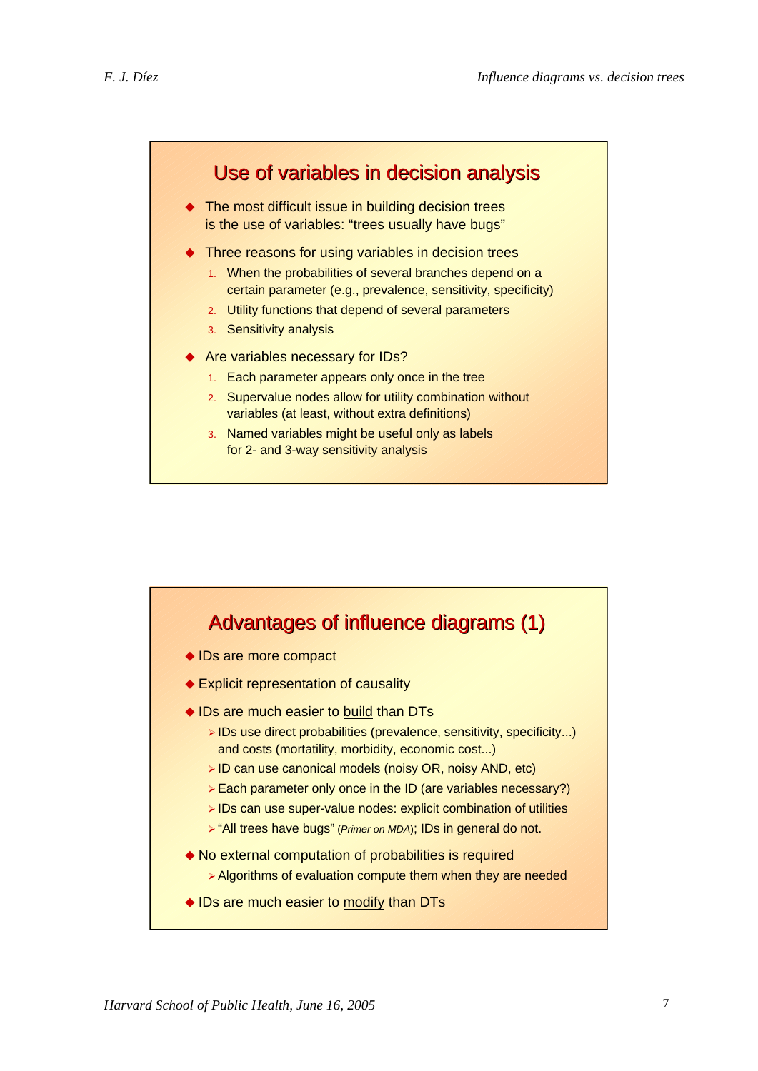## Use of variables in decision analysis

- The most difficult issue in building decision trees is the use of variables: "trees usually have bugs"
- Three reasons for using variables in decision trees
  1. When the probabilities of several branches depend on a certain parameter (e.g., prevalence, sensitivity, specificity)
  2. Utility functions that depend of several parameters
  3. Sensitivity analysis
- Are variables necessary for IDs?
  1. Each parameter appears only once in the tree
  2. Supervalue nodes allow for utility combination without variables (at least, without extra definitions)
  3. Named variables might be useful only as labels for 2- and 3-way sensitivity analysis

## Advantages of influence diagrams (1)

- IDs are more compact
- Explicit representation of causality
- IDs are much easier to <u>build</u> than DTs
  - IDs use direct probabilities (prevalence, sensitivity, specificity...) and costs (mortatility, morbidity, economic cost...)
  - ID can use canonical models (noisy OR, noisy AND, etc)
  - Each parameter only once in the ID (are variables necessary?)
  - IDs can use super-value nodes: explicit combination of utilities
  - "All trees have bugs" (*Primer on MDA*); IDs in general do not.
- No external computation of probabilities is required
  - Algorithms of evaluation compute them when they are needed
- IDs are much easier to <u>modify</u> than DTs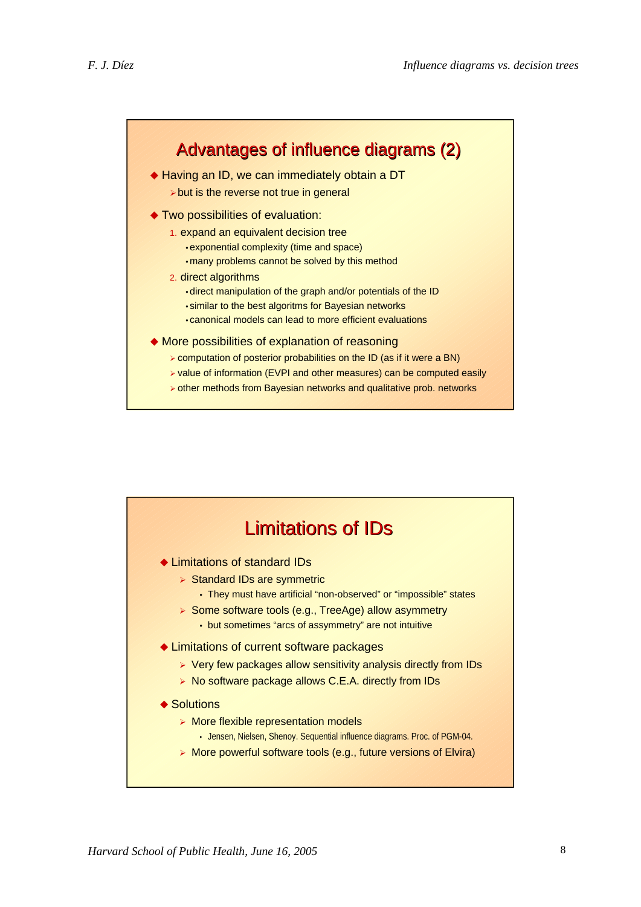## Advantages of influence diagrams (2)

- Having an ID, we can immediately obtain a DT
  - but is the reverse not true in general
- Two possibilities of evaluation:
  1. expand an equivalent decision tree
     - exponential complexity (time and space)
     - many problems cannot be solved by this method
  2. direct algorithms
     - direct manipulation of the graph and/or potentials of the ID
     - similar to the best algoritms for Bayesian networks
     - canonical models can lead to more efficient evaluations
- More possibilities of explanation of reasoning
  - computation of posterior probabilities on the ID (as if it were a BN)
  - value of information (EVPI and other measures) can be computed easily
  - other methods from Bayesian networks and qualitative prob. networks

## Limitations of IDs

- Limitations of standard IDs
  - Standard IDs are symmetric
    - They must have artificial "non-observed" or "impossible" states
  - Some software tools (e.g., TreeAge) allow asymmetry
    - but sometimes "arcs of assymmetry" are not intuitive
- Limitations of current software packages
  - Very few packages allow sensitivity analysis directly from IDs
  - No software package allows C.E.A. directly from IDs
- Solutions
  - More flexible representation models
    - Jensen, Nielsen, Shenoy. Sequential influence diagrams. Proc. of PGM-04.
  - More powerful software tools (e.g., future versions of Elvira)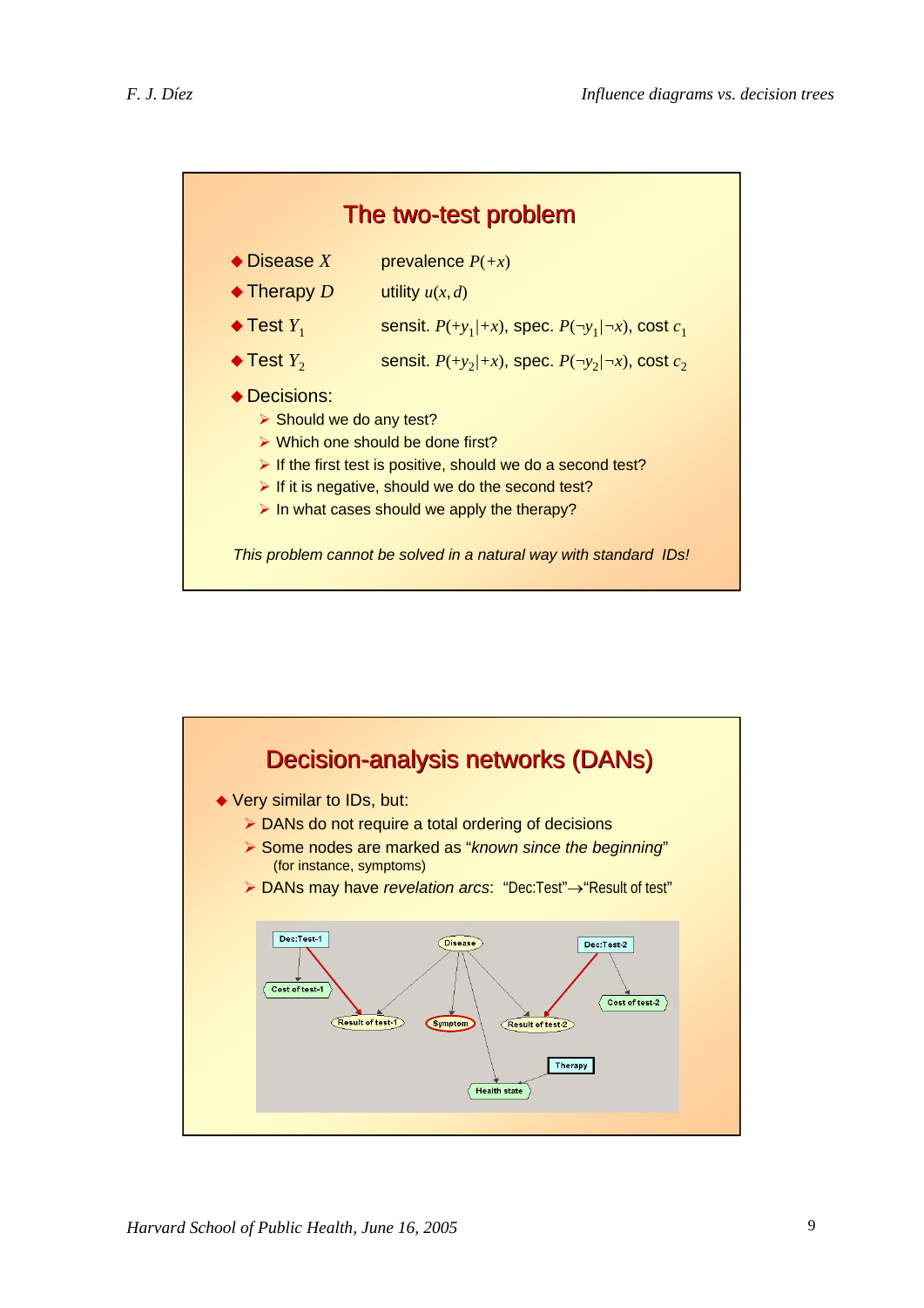## The two-test problem

- Disease $X$ — prevalence $P(+x)$
- Therapy $D$ — utility $u(x, d)$
- Test $Y_1$ — sensit. $P(+y_1|+x)$, spec. $P(\neg y_1|\neg x)$, cost $c_1$
- Test $Y_2$ — sensit. $P(+y_2|+x)$, spec. $P(\neg y_2|\neg x)$, cost $c_2$
- Decisions:
  - Should we do any test?
  - Which one should be done first?
  - If the first test is positive, should we do a second test?
  - If it is negative, should we do the second test?
  - In what cases should we apply the therapy?

*This problem cannot be solved in a natural way with standard IDs!*

## Decision-analysis networks (DANs)

- Very similar to IDs, but:
  - DANs do not require a total ordering of decisions
  - Some nodes are marked as "*known since the beginning*" (for instance, symptoms)
  - DANs may have *revelation arcs*: "Dec:Test"→"Result of test"

Dec:Test-1, Disease, Dec:Test-2, Cost of test-1, Result of test-1, Symptom, Result of test-2, Cost of test-2, Therapy, Health state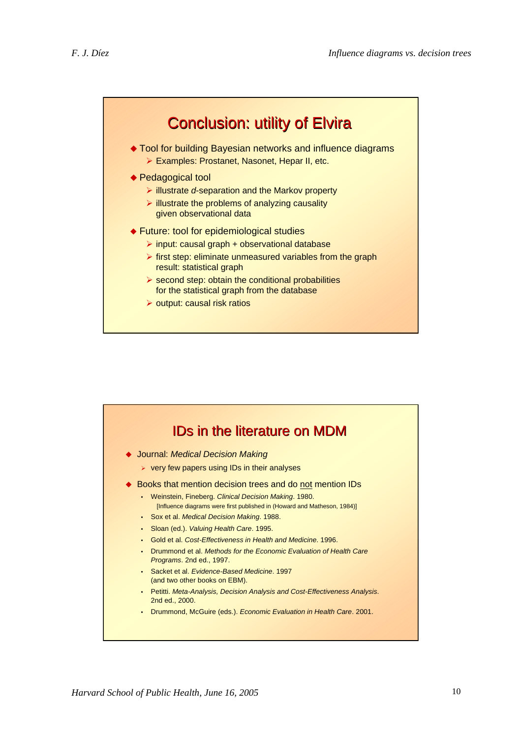## Conclusion: utility of Elvira

- Tool for building Bayesian networks and influence diagrams
  - Examples: Prostanet, Nasonet, Hepar II, etc.
- Pedagogical tool
  - illustrate *d*-separation and the Markov property
  - illustrate the problems of analyzing causality given observational data
- Future: tool for epidemiological studies
  - input: causal graph + observational database
  - first step: eliminate unmeasured variables from the graph result: statistical graph
  - second step: obtain the conditional probabilities for the statistical graph from the database
  - output: causal risk ratios

## IDs in the literature on MDM

- Journal: *Medical Decision Making*
  - very few papers using IDs in their analyses
- Books that mention decision trees and do <u>not</u> mention IDs
  - Weinstein, Fineberg. *Clinical Decision Making*. 1980.
    [Influence diagrams were first published in (Howard and Matheson, 1984)]
  - Sox et al. *Medical Decision Making*. 1988.
  - Sloan (ed.). *Valuing Health Care*. 1995.
  - Gold et al. *Cost-Effectiveness in Health and Medicine*. 1996.
  - Drummond et al. *Methods for the Economic Evaluation of Health Care Programs*. 2nd ed., 1997.
  - Sacket et al. *Evidence-Based Medicine*. 1997 (and two other books on EBM).
  - Petitti. *Meta-Analysis, Decision Analysis and Cost-Effectiveness Analysis*. 2nd ed., 2000.
  - Drummond, McGuire (eds.). *Economic Evaluation in Health Care*. 2001.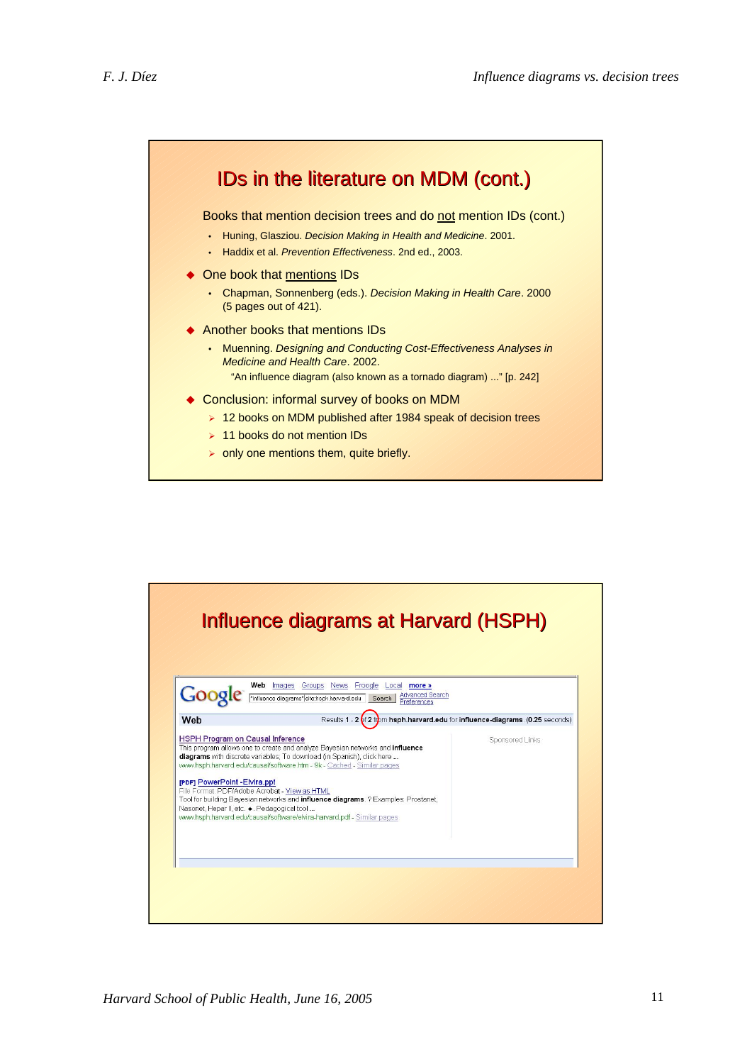## IDs in the literature on MDM (cont.)

Books that mention decision trees and do not mention IDs (cont.)

- Huning, Glasziou. *Decision Making in Health and Medicine*. 2001.
- Haddix et al. *Prevention Effectiveness*. 2nd ed., 2003.

- One book that mentions IDs
  - Chapman, Sonnenberg (eds.). *Decision Making in Health Care*. 2000 (5 pages out of 421).
- Another books that mentions IDs
  - Muenning. *Designing and Conducting Cost-Effectiveness Analyses in Medicine and Health Care*. 2002.

    "An influence diagram (also known as a tornado diagram) ..." [p. 242]
- Conclusion: informal survey of books on MDM
  - 12 books on MDM published after 1984 speak of decision trees
  - 11 books do not mention IDs
  - only one mentions them, quite briefly.

## Influence diagrams at Harvard (HSPH)

Google — Web Images Groups News Froogle Local more »

"influence diagrams" site:hsph.harvard.edu — Search — Advanced Search, Preferences

Web — Results 1 - 2 of 2 from hsph.harvard.edu for influence-diagrams. (0.25 seconds)

Sponsored Links

HSPH Program on Causal Inference
This program allows one to create and analyze Bayesian networks and **influence diagrams** with discrete variables; To download (in Spanish), click here ...
www.hsph.harvard.edu/causal/software.htm - 9k - Cached - Similar pages

[PDF] PowerPoint - Elvira.ppt
File Format: PDF/Adobe Acrobat - View as HTML
Tool for building Bayesian networks and **influence diagrams**. ? Examples: Prostanet, Nasonet, Hepar II, etc. ◆. Pedagogical tool ...
www.hsph.harvard.edu/causal/software/elvira-harvard.pdf - Similar pages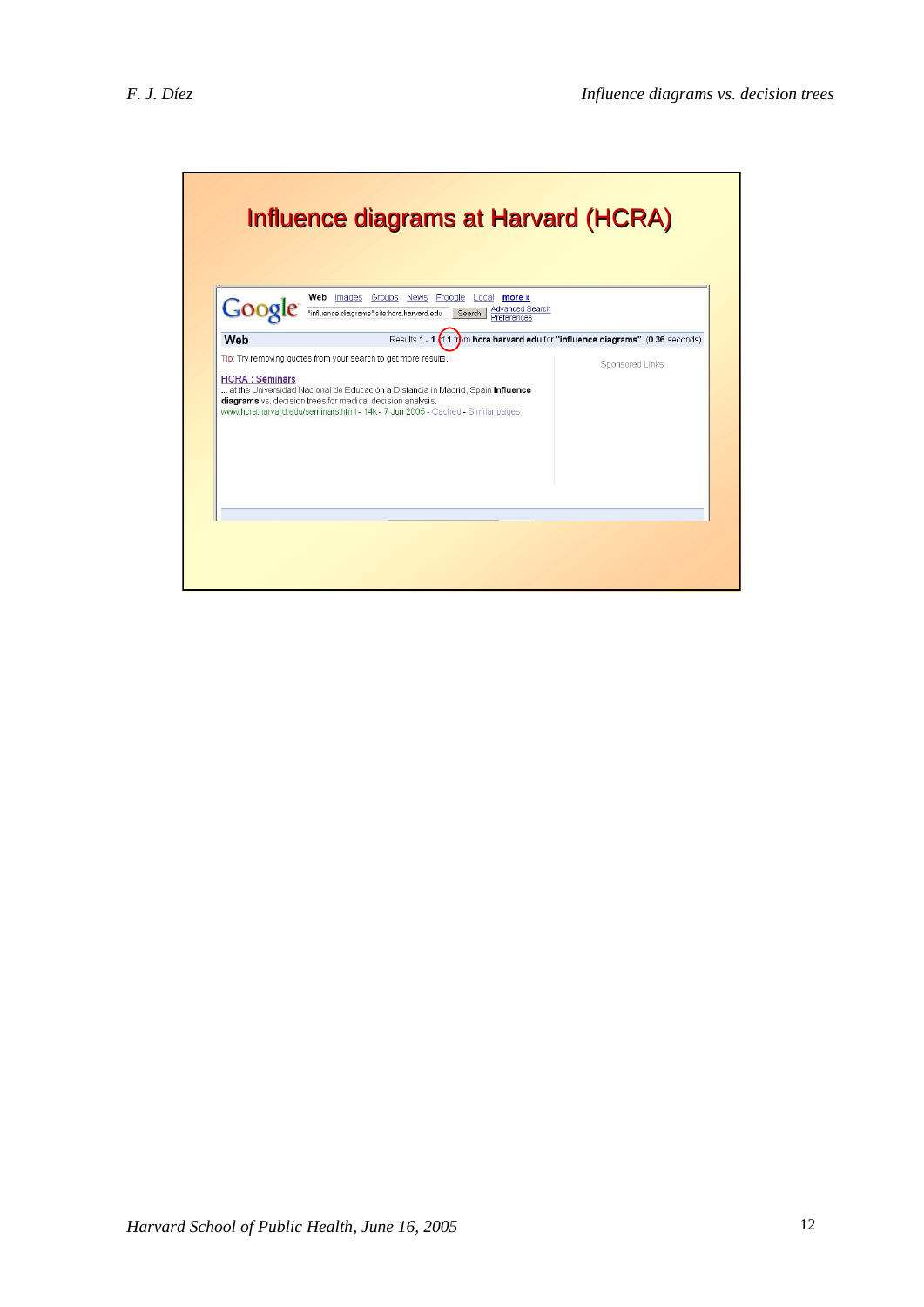# Influence diagrams at Harvard (HCRA)

Google

Web Images Groups News Froogle Local more »

"influence diagrams" site:hcra.harvard.edu Search Advanced Search Preferences

**Web** Results 1 - 1 of 1 from **hcra.harvard.edu** for **"influence diagrams"** (0.36 seconds)

Tip: Try removing quotes from your search to get more results.

Sponsored Links

HCRA : Seminars
... at the Universidad Nacional de Educación a Distancia in Madrid, Spain **Influence diagrams** vs. decision trees for medical decision analysis.
www.hcra.harvard.edu/seminars.html - 14k - 7 Jun 2005 - Cached - Similar pages